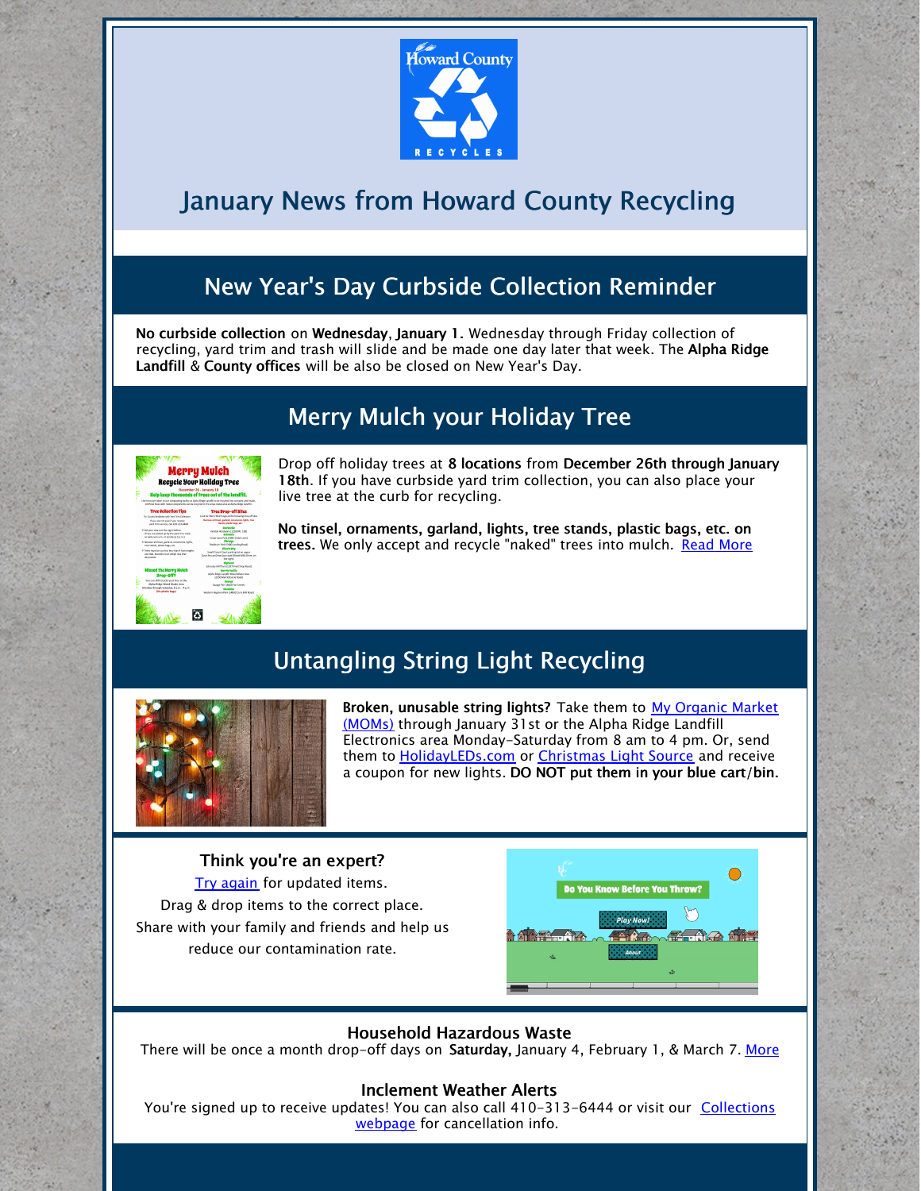# January News from Howard County Recycling

## New Year's Day Curbside Collection Reminder

**No curbside collection** on **Wednesday**, **January 1.** Wednesday through Friday collection of recycling, yard trim and trash will slide and be made one day later that week. The **Alpha Ridge Landfill** & **County offices** will be also be closed on New Year's Day.

## Merry Mulch your Holiday Tree

Drop off holiday trees at **8 locations** from **December 26th through January 18th**. If you have curbside yard trim collection, you can also place your live tree at the curb for recycling.

**No tinsel, ornaments, garland, lights, tree stands, plastic bags, etc. on trees.** We only accept and recycle "naked" trees into mulch. Read More

## Untangling String Light Recycling

**Broken, unusable string lights?** Take them to My Organic Market (MOMs) through January 31st or the Alpha Ridge Landfill Electronics area Monday-Saturday from 8 am to 4 pm. Or, send them to HolidayLEDs.com or Christmas Light Source and receive a coupon for new lights. **DO NOT put them in your blue cart/bin.**

### Think you're an expert?

Try again for updated items.
Drag & drop items to the correct place.
Share with your family and friends and help us reduce our contamination rate.

### Household Hazardous Waste

There will be once a month drop-off days on **Saturday,** January 4, February 1, & March 7. More

### Inclement Weather Alerts

You're signed up to receive updates! You can also call 410-313-6444 or visit our Collections webpage for cancellation info.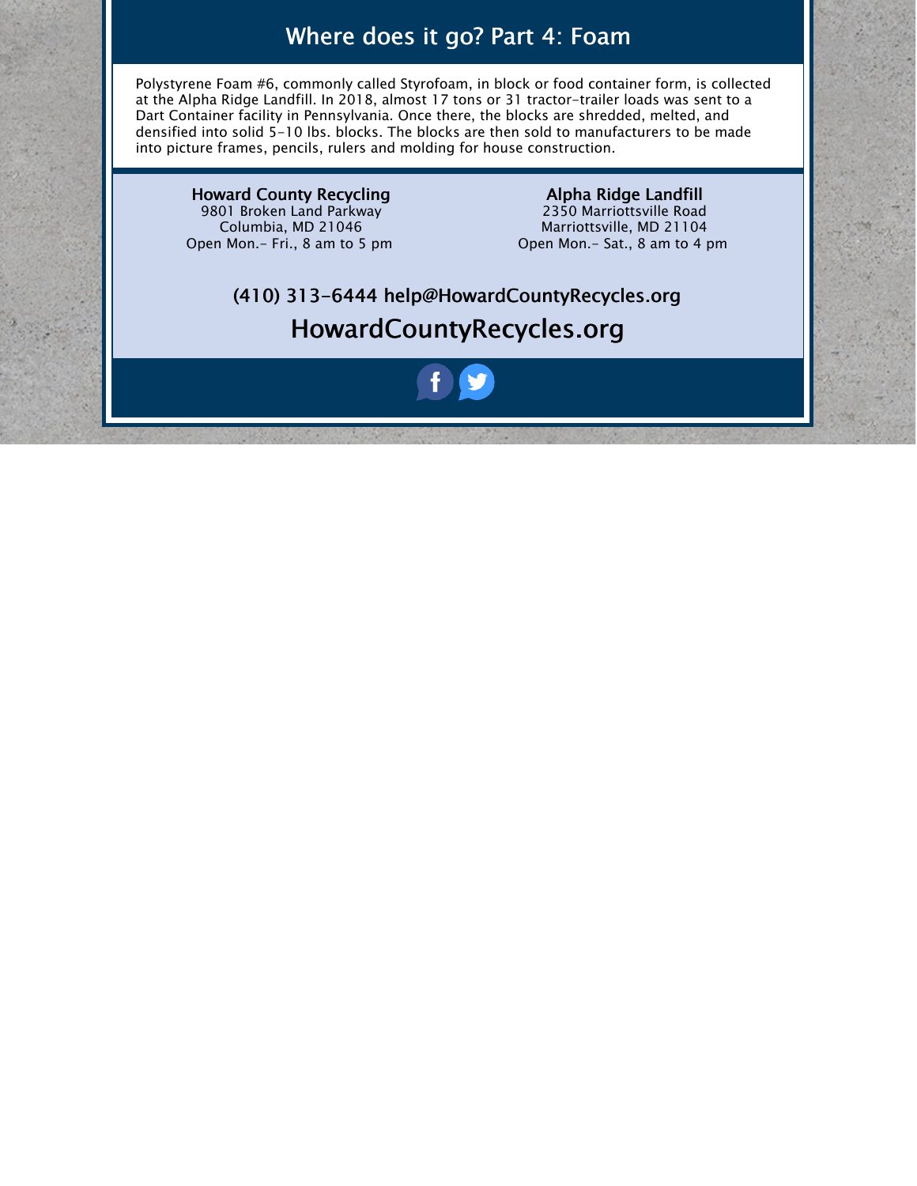## Where does it go? Part 4: Foam

Polystyrene Foam #6, commonly called Styrofoam, in block or food container form, is collected at the Alpha Ridge Landfill. In 2018, almost 17 tons or 31 tractor-trailer loads was sent to a Dart Container facility in Pennsylvania. Once there, the blocks are shredded, melted, and densified into solid 5-10 lbs. blocks. The blocks are then sold to manufacturers to be made into picture frames, pencils, rulers and molding for house construction.

**Howard County Recycling**
9801 Broken Land Parkway
Columbia, MD 21046
Open Mon.- Fri., 8 am to 5 pm

**Alpha Ridge Landfill**
2350 Marriottsville Road
Marriottsville, MD 21104
Open Mon.- Sat., 8 am to 4 pm

(410) 313-6444 help@HowardCountyRecycles.org

HowardCountyRecycles.org